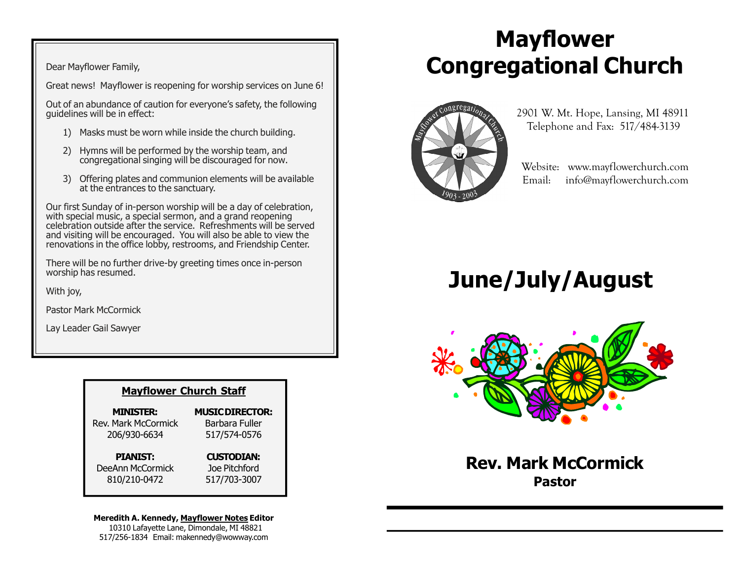Dear Mayflower Family,

Great news! Mayflower is reopening for worship services on June 6!

Out of an abundance of caution for everyone's safety, the following guidelines will be in effect:

1) Masks must be worn while inside the church building.
2) Hymns will be performed by the worship team, and congregational singing will be discouraged for now.
3) Offering plates and communion elements will be available at the entrances to the sanctuary.

Our first Sunday of in-person worship will be a day of celebration, with special music, a special sermon, and a grand reopening celebration outside after the service. Refreshments will be served and visiting will be encouraged. You will also be able to view the renovations in the office lobby, restrooms, and Friendship Center.

There will be no further drive-by greeting times once in-person worship has resumed.

With joy,

Pastor Mark McCormick

Lay Leader Gail Sawyer

**Mayflower Church Staff**

| **MINISTER:** | **MUSIC DIRECTOR:** |
| --- | --- |
| Rev. Mark McCormick | Barbara Fuller |
| 206/930-6634 | 517/574-0576 |
| **PIANIST:** | **CUSTODIAN:** |
| DeeAnn McCormick | Joe Pitchford |
| 810/210-0472 | 517/703-3007 |

**Meredith A. Kennedy, Mayflower Notes Editor**
10310 Lafayette Lane, Dimondale, MI 48821
517/256-1834 Email: makennedy@wowway.com

# Mayflower Congregational Church

2901 W. Mt. Hope, Lansing, MI 48911
Telephone and Fax: 517/484-3139

Website: www.mayflowerchurch.com
Email: info@mayflowerchurch.com

# June/July/August

## Rev. Mark McCormick
**Pastor**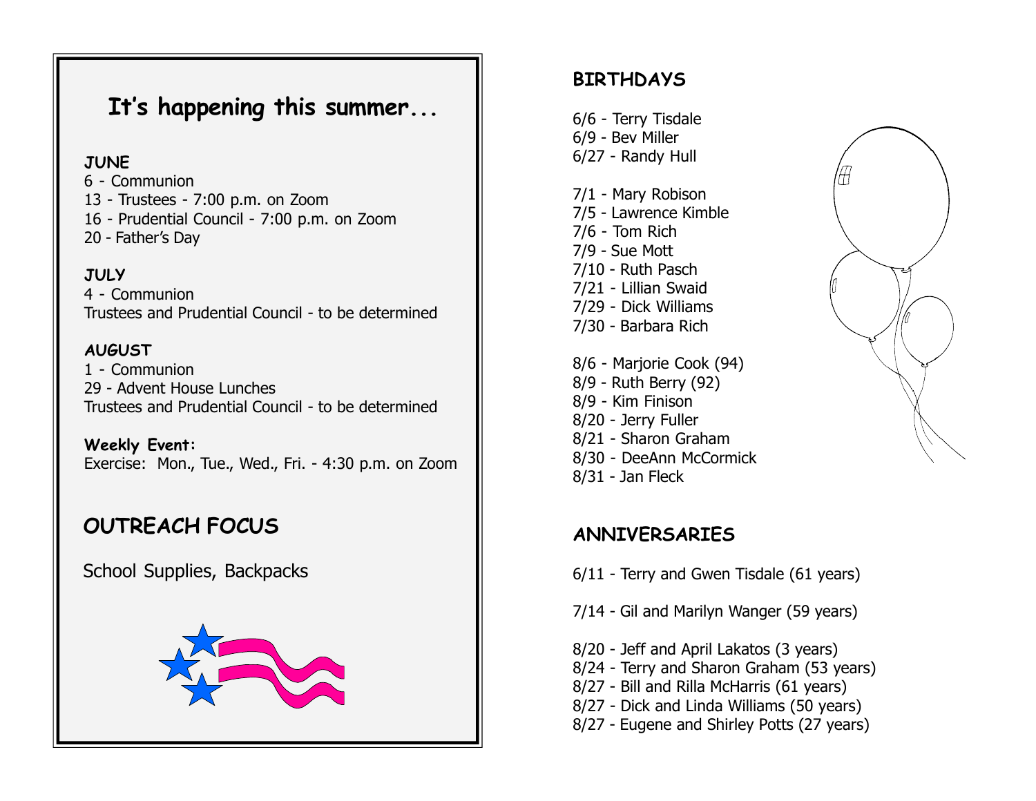## It's happening this summer...

**JUNE**
6 - Communion
13 - Trustees - 7:00 p.m. on Zoom
16 - Prudential Council - 7:00 p.m. on Zoom
20 - Father's Day

**JULY**
4 - Communion
Trustees and Prudential Council - to be determined

**AUGUST**
1 - Communion
29 - Advent House Lunches
Trustees and Prudential Council - to be determined

**Weekly Event:**
Exercise: Mon., Tue., Wed., Fri. - 4:30 p.m. on Zoom

## OUTREACH FOCUS

School Supplies, Backpacks

## BIRTHDAYS

6/6 - Terry Tisdale
6/9 - Bev Miller
6/27 - Randy Hull

7/1 - Mary Robison
7/5 - Lawrence Kimble
7/6 - Tom Rich
7/9 - Sue Mott
7/10 - Ruth Pasch
7/21 - Lillian Swaid
7/29 - Dick Williams
7/30 - Barbara Rich

8/6 - Marjorie Cook (94)
8/9 - Ruth Berry (92)
8/9 - Kim Finison
8/20 - Jerry Fuller
8/21 - Sharon Graham
8/30 - DeeAnn McCormick
8/31 - Jan Fleck

## ANNIVERSARIES

6/11 - Terry and Gwen Tisdale (61 years)

7/14 - Gil and Marilyn Wanger (59 years)

8/20 - Jeff and April Lakatos (3 years)
8/24 - Terry and Sharon Graham (53 years)
8/27 - Bill and Rilla McHarris (61 years)
8/27 - Dick and Linda Williams (50 years)
8/27 - Eugene and Shirley Potts (27 years)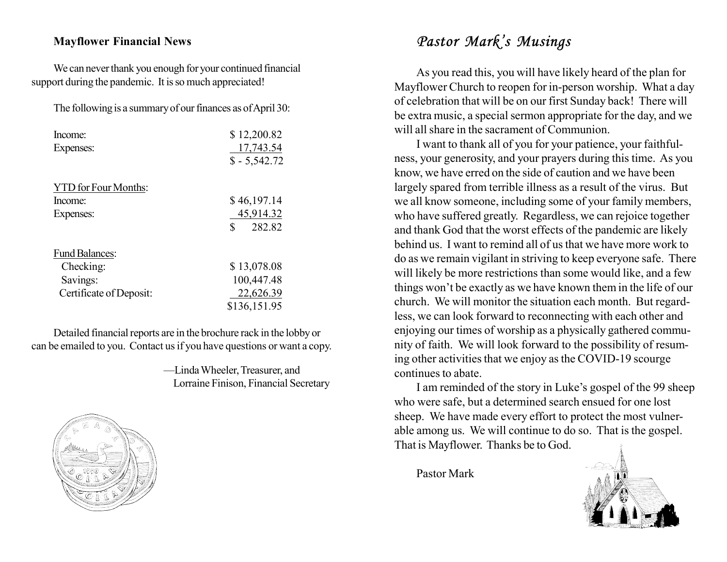## Mayflower Financial News

We can never thank you enough for your continued financial support during the pandemic. It is so much appreciated!

The following is a summary of our finances as of April 30:

| | |
|---|---|
| Income: | $ 12,200.82 |
| Expenses: | 17,743.54 |
| | $ - 5,542.72 |
| | |
| YTD for Four Months: | |
| Income: | $ 46,197.14 |
| Expenses: | 45,914.32 |
| | $ 282.82 |
| | |
| Fund Balances: | |
| Checking: | $ 13,078.08 |
| Savings: | 100,447.48 |
| Certificate of Deposit: | 22,626.39 |
| | $136,151.95 |

Detailed financial reports are in the brochure rack in the lobby or can be emailed to you. Contact us if you have questions or want a copy.

—Linda Wheeler, Treasurer, and
Lorraine Finison, Financial Secretary

# *Pastor Mark's Musings*

As you read this, you will have likely heard of the plan for Mayflower Church to reopen for in-person worship. What a day of celebration that will be on our first Sunday back! There will be extra music, a special sermon appropriate for the day, and we will all share in the sacrament of Communion.

I want to thank all of you for your patience, your faithfulness, your generosity, and your prayers during this time. As you know, we have erred on the side of caution and we have been largely spared from terrible illness as a result of the virus. But we all know someone, including some of your family members, who have suffered greatly. Regardless, we can rejoice together and thank God that the worst effects of the pandemic are likely behind us. I want to remind all of us that we have more work to do as we remain vigilant in striving to keep everyone safe. There will likely be more restrictions than some would like, and a few things won't be exactly as we have known them in the life of our church. We will monitor the situation each month. But regardless, we can look forward to reconnecting with each other and enjoying our times of worship as a physically gathered community of faith. We will look forward to the possibility of resuming other activities that we enjoy as the COVID-19 scourge continues to abate.

I am reminded of the story in Luke's gospel of the 99 sheep who were safe, but a determined search ensued for one lost sheep. We have made every effort to protect the most vulnerable among us. We will continue to do so. That is the gospel. That is Mayflower. Thanks be to God.

Pastor Mark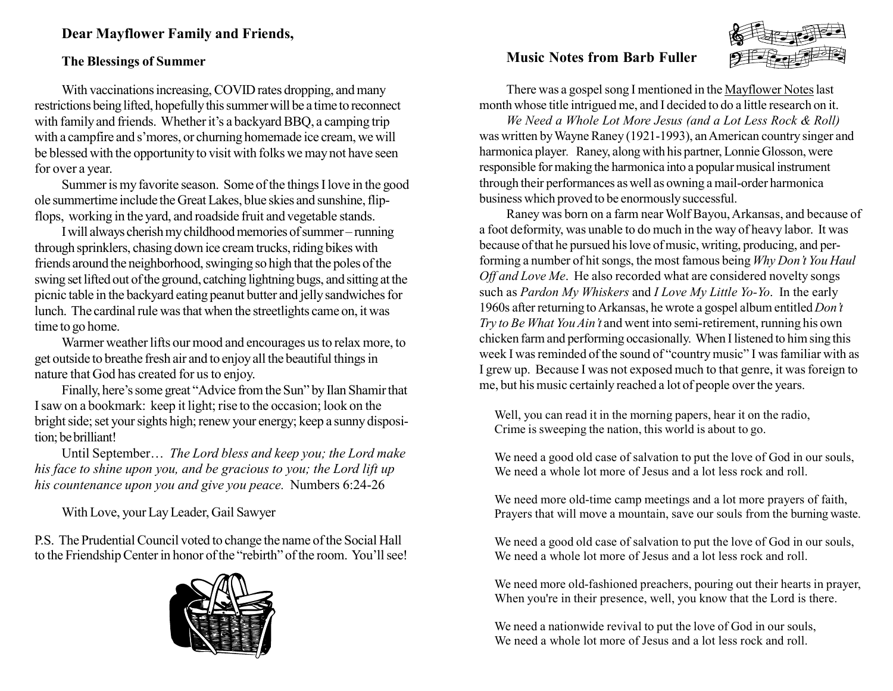**Dear Mayflower Family and Friends,**

**The Blessings of Summer**

With vaccinations increasing, COVID rates dropping, and many restrictions being lifted, hopefully this summer will be a time to reconnect with family and friends. Whether it's a backyard BBQ, a camping trip with a campfire and s'mores, or churning homemade ice cream, we will be blessed with the opportunity to visit with folks we may not have seen for over a year.

Summer is my favorite season. Some of the things I love in the good ole summertime include the Great Lakes, blue skies and sunshine, flip-flops, working in the yard, and roadside fruit and vegetable stands.

I will always cherish my childhood memories of summer – running through sprinklers, chasing down ice cream trucks, riding bikes with friends around the neighborhood, swinging so high that the poles of the swing set lifted out of the ground, catching lightning bugs, and sitting at the picnic table in the backyard eating peanut butter and jelly sandwiches for lunch. The cardinal rule was that when the streetlights came on, it was time to go home.

Warmer weather lifts our mood and encourages us to relax more, to get outside to breathe fresh air and to enjoy all the beautiful things in nature that God has created for us to enjoy.

Finally, here's some great "Advice from the Sun" by Ilan Shamir that I saw on a bookmark: keep it light; rise to the occasion; look on the bright side; set your sights high; renew your energy; keep a sunny disposition; be brilliant!

Until September… *The Lord bless and keep you; the Lord make his face to shine upon you, and be gracious to you; the Lord lift up his countenance upon you and give you peace.* Numbers 6:24-26

With Love, your Lay Leader, Gail Sawyer

P.S. The Prudential Council voted to change the name of the Social Hall to the Friendship Center in honor of the "rebirth" of the room. You'll see!

**Music Notes from Barb Fuller**

There was a gospel song I mentioned in the Mayflower Notes last month whose title intrigued me, and I decided to do a little research on it.

*We Need a Whole Lot More Jesus (and a Lot Less Rock & Roll)* was written by Wayne Raney (1921-1993), an American country singer and harmonica player. Raney, along with his partner, Lonnie Glosson, were responsible for making the harmonica into a popular musical instrument through their performances as well as owning a mail-order harmonica business which proved to be enormously successful.

Raney was born on a farm near Wolf Bayou, Arkansas, and because of a foot deformity, was unable to do much in the way of heavy labor. It was because of that he pursued his love of music, writing, producing, and performing a number of hit songs, the most famous being *Why Don't You Haul Off and Love Me*. He also recorded what are considered novelty songs such as *Pardon My Whiskers* and *I Love My Little Yo-Yo*. In the early 1960s after returning to Arkansas, he wrote a gospel album entitled *Don't Try to Be What You Ain't* and went into semi-retirement, running his own chicken farm and performing occasionally. When I listened to him sing this week I was reminded of the sound of "country music" I was familiar with as I grew up. Because I was not exposed much to that genre, it was foreign to me, but his music certainly reached a lot of people over the years.

Well, you can read it in the morning papers, hear it on the radio,
Crime is sweeping the nation, this world is about to go.

We need a good old case of salvation to put the love of God in our souls,
We need a whole lot more of Jesus and a lot less rock and roll.

We need more old-time camp meetings and a lot more prayers of faith,
Prayers that will move a mountain, save our souls from the burning waste.

We need a good old case of salvation to put the love of God in our souls,
We need a whole lot more of Jesus and a lot less rock and roll.

We need more old-fashioned preachers, pouring out their hearts in prayer,
When you're in their presence, well, you know that the Lord is there.

We need a nationwide revival to put the love of God in our souls,
We need a whole lot more of Jesus and a lot less rock and roll.